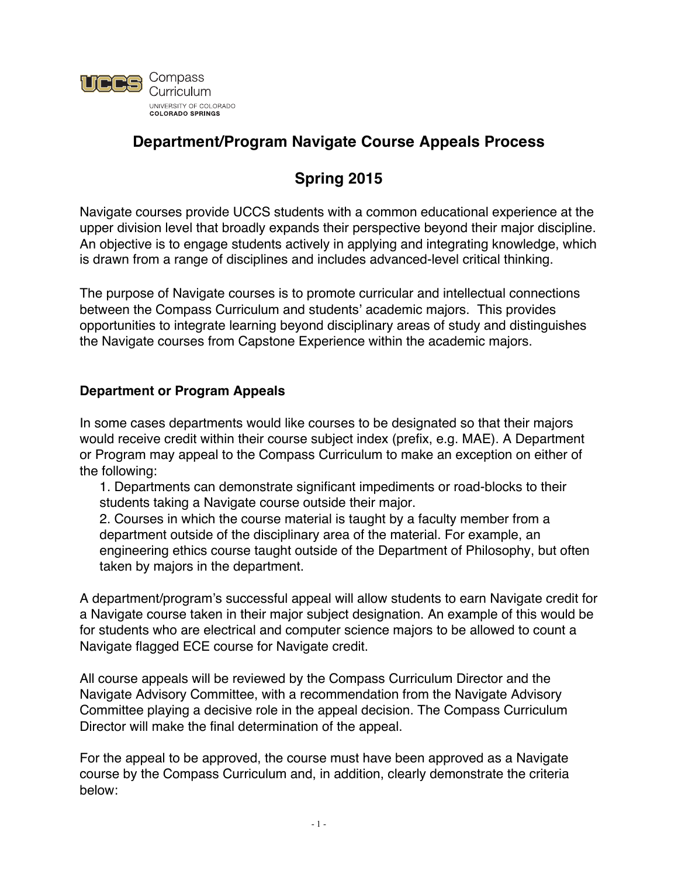UCCS Compass Curriculum
UNIVERSITY OF COLORADO
COLORADO SPRINGS

# Department/Program Navigate Course Appeals Process

# Spring 2015

Navigate courses provide UCCS students with a common educational experience at the upper division level that broadly expands their perspective beyond their major discipline. An objective is to engage students actively in applying and integrating knowledge, which is drawn from a range of disciplines and includes advanced-level critical thinking.

The purpose of Navigate courses is to promote curricular and intellectual connections between the Compass Curriculum and students' academic majors. This provides opportunities to integrate learning beyond disciplinary areas of study and distinguishes the Navigate courses from Capstone Experience within the academic majors.

**Department or Program Appeals**

In some cases departments would like courses to be designated so that their majors would receive credit within their course subject index (prefix, e.g. MAE). A Department or Program may appeal to the Compass Curriculum to make an exception on either of the following:

1. Departments can demonstrate significant impediments or road-blocks to their students taking a Navigate course outside their major.
2. Courses in which the course material is taught by a faculty member from a department outside of the disciplinary area of the material. For example, an engineering ethics course taught outside of the Department of Philosophy, but often taken by majors in the department.

A department/program's successful appeal will allow students to earn Navigate credit for a Navigate course taken in their major subject designation. An example of this would be for students who are electrical and computer science majors to be allowed to count a Navigate flagged ECE course for Navigate credit.

All course appeals will be reviewed by the Compass Curriculum Director and the Navigate Advisory Committee, with a recommendation from the Navigate Advisory Committee playing a decisive role in the appeal decision. The Compass Curriculum Director will make the final determination of the appeal.

For the appeal to be approved, the course must have been approved as a Navigate course by the Compass Curriculum and, in addition, clearly demonstrate the criteria below: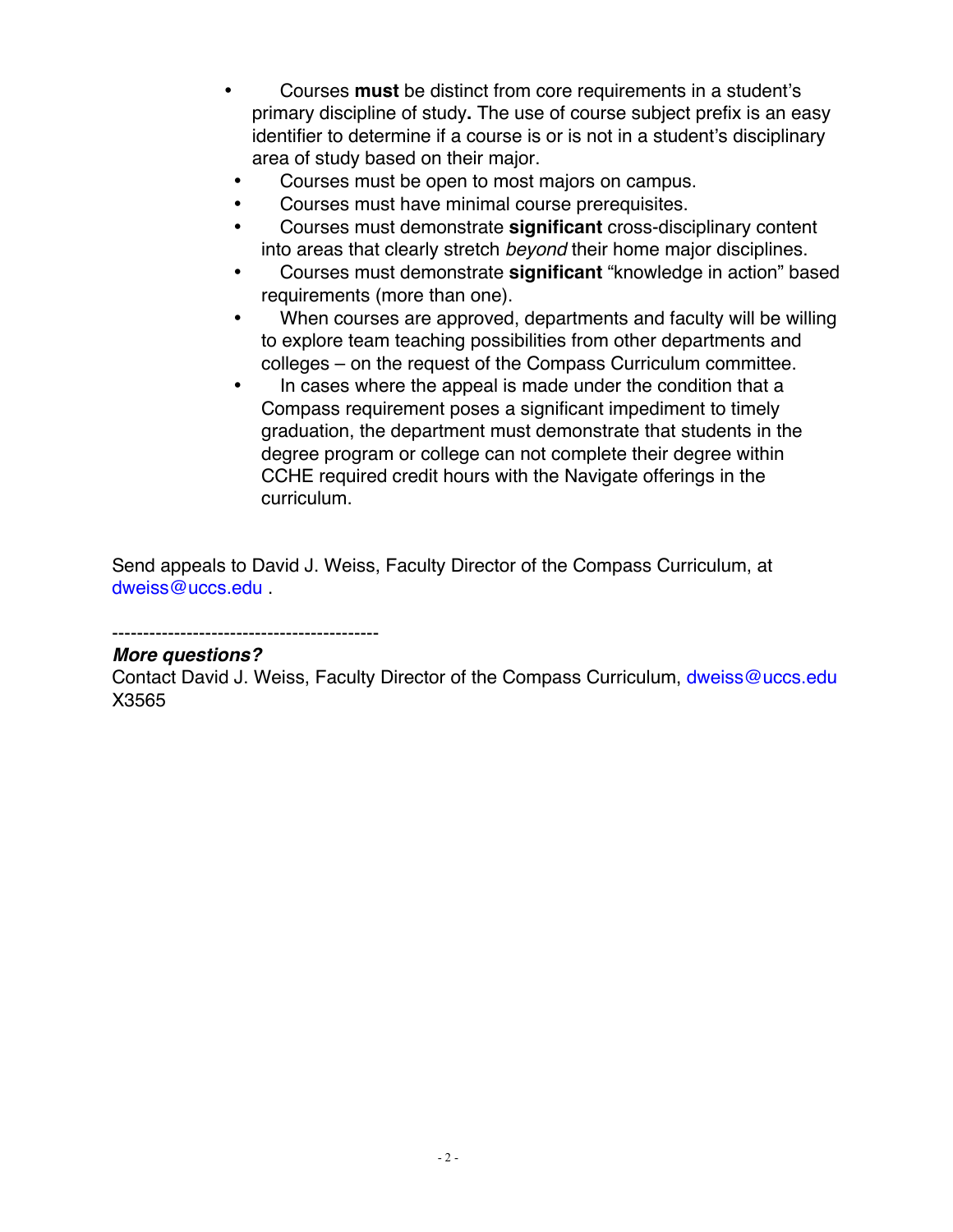- Courses **must** be distinct from core requirements in a student's primary discipline of study**.** The use of course subject prefix is an easy identifier to determine if a course is or is not in a student's disciplinary area of study based on their major.
- Courses must be open to most majors on campus.
- Courses must have minimal course prerequisites.
- Courses must demonstrate **significant** cross-disciplinary content into areas that clearly stretch *beyond* their home major disciplines.
- Courses must demonstrate **significant** "knowledge in action" based requirements (more than one).
- When courses are approved, departments and faculty will be willing to explore team teaching possibilities from other departments and colleges – on the request of the Compass Curriculum committee.
- In cases where the appeal is made under the condition that a Compass requirement poses a significant impediment to timely graduation, the department must demonstrate that students in the degree program or college can not complete their degree within CCHE required credit hours with the Navigate offerings in the curriculum.

Send appeals to David J. Weiss, Faculty Director of the Compass Curriculum, at dweiss@uccs.edu .

-------------------------------------------

***More questions?***

Contact David J. Weiss, Faculty Director of the Compass Curriculum, dweiss@uccs.edu X3565